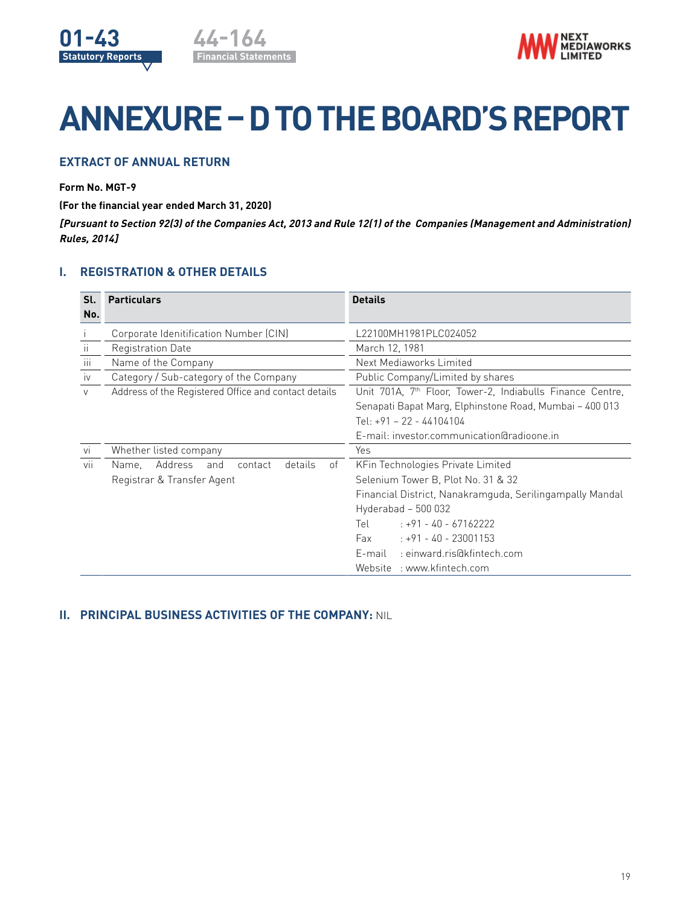# ANNEXURE – D TO THE BOARD'S REPORT

## EXTRACT OF ANNUAL RETURN

**Form No. MGT-9**

**(For the financial year ended March 31, 2020)**

***[Pursuant to Section 92(3) of the Companies Act, 2013 and Rule 12(1) of the Companies (Management and Administration) Rules, 2014]***

### I. REGISTRATION & OTHER DETAILS

| Sl. No. | Particulars | Details |
|---|---|---|
| i | Corporate Idenitification Number (CIN) | L22100MH1981PLC024052 |
| ii | Registration Date | March 12, 1981 |
| iii | Name of the Company | Next Mediaworks Limited |
| iv | Category / Sub-category of the Company | Public Company/Limited by shares |
| v | Address of the Registered Office and contact details | Unit 701A, 7th Floor, Tower-2, Indiabulls Finance Centre, Senapati Bapat Marg, Elphinstone Road, Mumbai – 400 013<br>Tel: +91 – 22 - 44104104<br>E-mail: investor.communication@radioone.in |
| vi | Whether listed company | Yes |
| vii | Name, Address and contact details of Registrar & Transfer Agent | KFin Technologies Private Limited<br>Selenium Tower B, Plot No. 31 & 32<br>Financial District, Nanakramguda, Serilingampally Mandal<br>Hyderabad – 500 032<br>Tel : +91 - 40 - 67162222<br>Fax : +91 - 40 - 23001153<br>E-mail : einward.ris@kfintech.com<br>Website : www.kfintech.com |

### II. PRINCIPAL BUSINESS ACTIVITIES OF THE COMPANY: NIL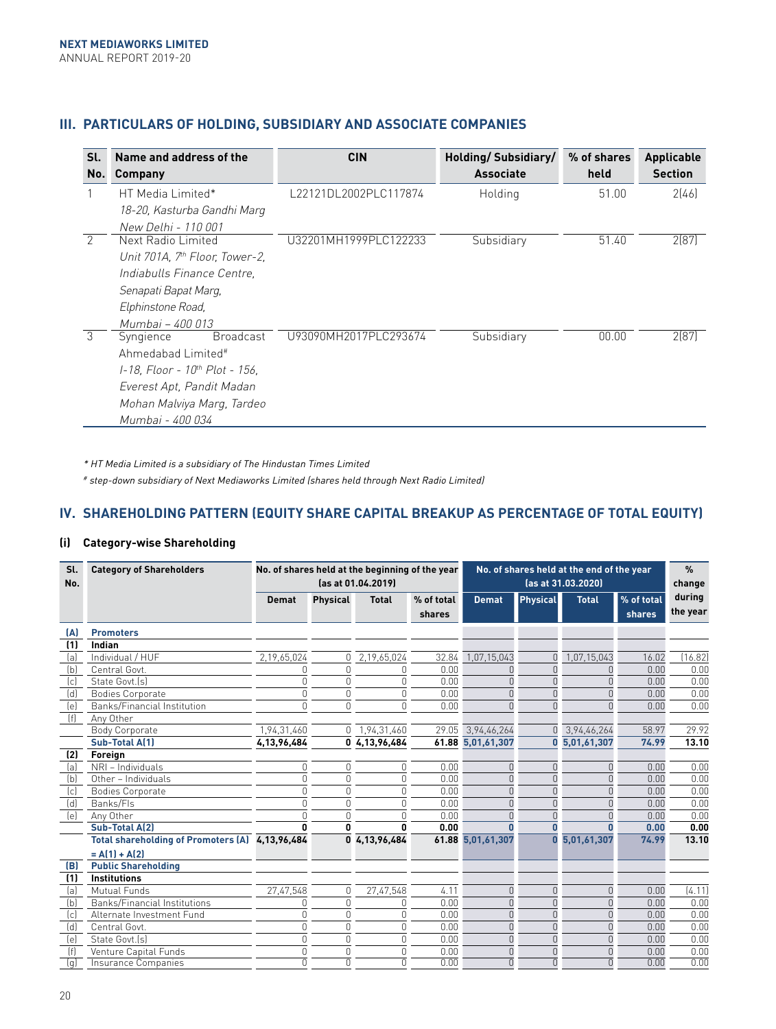## III. PARTICULARS OF HOLDING, SUBSIDIARY AND ASSOCIATE COMPANIES

| Sl. No. | Name and address of the Company | CIN | Holding/ Subsidiary/ Associate | % of shares held | Applicable Section |
|---|---|---|---|---|---|
| 1 | HT Media Limited* *18-20, Kasturba Gandhi Marg New Delhi - 110 001* | L22121DL2002PLC117874 | Holding | 51.00 | 2(46) |
| 2 | Next Radio Limited *Unit 701A, 7th Floor, Tower-2, Indiabulls Finance Centre, Senapati Bapat Marg, Elphinstone Road, Mumbai – 400 013* | U32201MH1999PLC122233 | Subsidiary | 51.40 | 2(87) |
| 3 | Syngience Broadcast Ahmedabad Limited# *I-18, Floor - 10th Plot - 156, Everest Apt, Pandit Madan Mohan Malviya Marg, Tardeo Mumbai - 400 034* | U93090MH2017PLC293674 | Subsidiary | 00.00 | 2(87) |

*\* HT Media Limited is a subsidiary of The Hindustan Times Limited*

*# step-down subsidiary of Next Mediaworks Limited (shares held through Next Radio Limited)*

## IV. SHAREHOLDING PATTERN (EQUITY SHARE CAPITAL BREAKUP AS PERCENTAGE OF TOTAL EQUITY)

### (i) Category-wise Shareholding

| Sl. No. | Category of Shareholders | No. of shares held at the beginning of the year (as at 01.04.2019) | | | | No. of shares held at the end of the year (as at 31.03.2020) | | | | % change during the year |
|---|---|---|---|---|---|---|---|---|---|---|
| | | Demat | Physical | Total | % of total shares | Demat | Physical | Total | % of total shares | |
| **(A)** | **Promoters** | | | | | | | | | |
| **(1)** | **Indian** | | | | | | | | | |
| (a) | Individual / HUF | 2,19,65,024 | 0 | 2,19,65,024 | 32.84 | 1,07,15,043 | 0 | 1,07,15,043 | 16.02 | (16.82) |
| (b) | Central Govt. | 0 | 0 | 0 | 0.00 | 0 | 0 | 0 | 0.00 | 0.00 |
| (c) | State Govt.(s) | 0 | 0 | 0 | 0.00 | 0 | 0 | 0 | 0.00 | 0.00 |
| (d) | Bodies Corporate | 0 | 0 | 0 | 0.00 | 0 | 0 | 0 | 0.00 | 0.00 |
| (e) | Banks/Financial Institution | 0 | 0 | 0 | 0.00 | 0 | 0 | 0 | 0.00 | 0.00 |
| (f) | Any Other | | | | | | | | | |
| | Body Corporate | 1,94,31,460 | 0 | 1,94,31,460 | 29.05 | 3,94,46,264 | 0 | 3,94,46,264 | 58.97 | 29.92 |
| | **Sub-Total A(1)** | **4,13,96,484** | **0** | **4,13,96,484** | **61.88** | **5,01,61,307** | **0** | **5,01,61,307** | **74.99** | **13.10** |
| **(2)** | **Foreign** | | | | | | | | | |
| (a) | NRI – Individuals | 0 | 0 | 0 | 0.00 | 0 | 0 | 0 | 0.00 | 0.00 |
| (b) | Other – Individuals | 0 | 0 | 0 | 0.00 | 0 | 0 | 0 | 0.00 | 0.00 |
| (c) | Bodies Corporate | 0 | 0 | 0 | 0.00 | 0 | 0 | 0 | 0.00 | 0.00 |
| (d) | Banks/FIs | 0 | 0 | 0 | 0.00 | 0 | 0 | 0 | 0.00 | 0.00 |
| (e) | Any Other | 0 | 0 | 0 | 0.00 | 0 | 0 | 0 | 0.00 | 0.00 |
| | **Sub-Total A(2)** | **0** | **0** | **0** | **0.00** | **0** | **0** | **0** | **0.00** | **0.00** |
| | **Total shareholding of Promoters (A) = A(1) + A(2)** | **4,13,96,484** | **0** | **4,13,96,484** | **61.88** | **5,01,61,307** | **0** | **5,01,61,307** | **74.99** | **13.10** |
| **(B)** | **Public Shareholding** | | | | | | | | | |
| **(1)** | **Institutions** | | | | | | | | | |
| (a) | Mutual Funds | 27,47,548 | 0 | 27,47,548 | 4.11 | 0 | 0 | 0 | 0.00 | (4.11) |
| (b) | Banks/Financial Institutions | 0 | 0 | 0 | 0.00 | 0 | 0 | 0 | 0.00 | 0.00 |
| (c) | Alternate Investment Fund | 0 | 0 | 0 | 0.00 | 0 | 0 | 0 | 0.00 | 0.00 |
| (d) | Central Govt. | 0 | 0 | 0 | 0.00 | 0 | 0 | 0 | 0.00 | 0.00 |
| (e) | State Govt.(s) | 0 | 0 | 0 | 0.00 | 0 | 0 | 0 | 0.00 | 0.00 |
| (f) | Venture Capital Funds | 0 | 0 | 0 | 0.00 | 0 | 0 | 0 | 0.00 | 0.00 |
| (g) | Insurance Companies | 0 | 0 | 0 | 0.00 | 0 | 0 | 0 | 0.00 | 0.00 |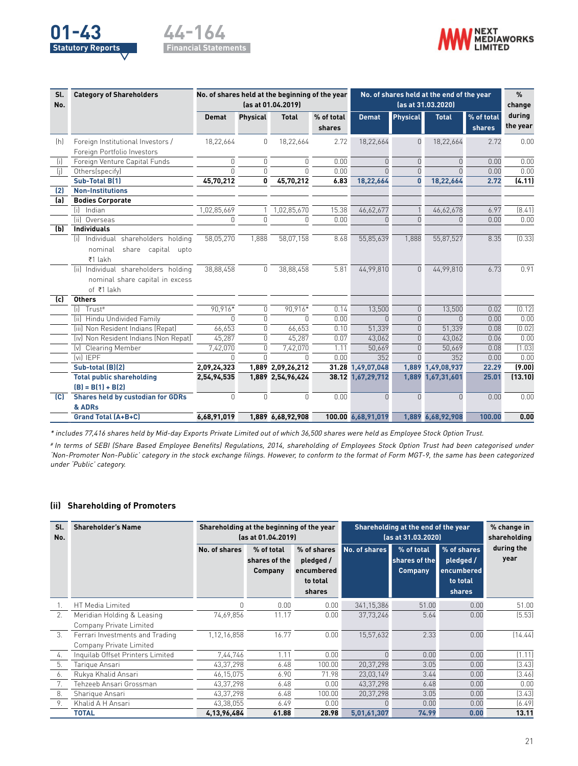| Sl. No. | Category of Shareholders | No. of shares held at the beginning of the year (as at 01.04.2019) | | | | No. of shares held at the end of the year (as at 31.03.2020) | | | | % change during the year |
|---|---|---|---|---|---|---|---|---|---|---|
| | | Demat | Physical | Total | % of total shares | Demat | Physical | Total | % of total shares | |
| (h) | Foreign Institutional Investors / Foreign Portfolio Investors | 18,22,664 | 0 | 18,22,664 | 2.72 | 18,22,664 | 0 | 18,22,664 | 2.72 | 0.00 |
| (i) | Foreign Venture Capital Funds | 0 | 0 | 0 | 0.00 | 0 | 0 | 0 | 0.00 | 0.00 |
| (j) | Others(specify) | 0 | 0 | 0 | 0.00 | 0 | 0 | 0 | 0.00 | 0.00 |
| | **Sub-Total B(1)** | **45,70,212** | **0** | **45,70,212** | **6.83** | **18,22,664** | **0** | **18,22,664** | **2.72** | **(4.11)** |
| **(2)** | **Non-Institutions** | | | | | | | | | |
| **(a)** | **Bodies Corporate** | | | | | | | | | |
| | (i) Indian | 1,02,85,669 | 1 | 1,02,85,670 | 15.38 | 46,62,677 | 1 | 46,62,678 | 6.97 | (8.41) |
| | (ii) Overseas | 0 | 0 | 0 | 0.00 | 0 | 0 | 0 | 0.00 | 0.00 |
| **(b)** | **Individuals** | | | | | | | | | |
| | (i) Individual shareholders holding nominal share capital upto ₹1 lakh | 58,05,270 | 1,888 | 58,07,158 | 8.68 | 55,85,639 | 1,888 | 55,87,527 | 8.35 | (0.33) |
| | (ii) Individual shareholders holding nominal share capital in excess of ₹1 lakh | 38,88,458 | 0 | 38,88,458 | 5.81 | 44,99,810 | 0 | 44,99,810 | 6.73 | 0.91 |
| **(c)** | **Others** | | | | | | | | | |
| | (i) Trust# | 90,916* | 0 | 90,916* | 0.14 | 13,500 | 0 | 13,500 | 0.02 | (0.12) |
| | (ii) Hindu Undivided Family | 0 | 0 | 0 | 0.00 | 0 | 0 | 0 | 0.00 | 0.00 |
| | (iii) Non Resident Indians (Repat) | 66,653 | 0 | 66,653 | 0.10 | 51,339 | 0 | 51,339 | 0.08 | (0.02) |
| | (iv) Non Resident Indians (Non Repat) | 45,287 | 0 | 45,287 | 0.07 | 43,062 | 0 | 43,062 | 0.06 | 0.00 |
| | (v) Clearing Member | 7,42,070 | 0 | 7,42,070 | 1.11 | 50,669 | 0 | 50,669 | 0.08 | (1.03) |
| | (vi) IEPF | 0 | 0 | 0 | 0.00 | 352 | 0 | 352 | 0.00 | 0.00 |
| | **Sub-total (B)(2)** | **2,09,24,323** | **1,889** | **2,09,26,212** | **31.28** | **1,49,07,048** | **1,889** | **1,49,08,937** | **22.29** | **(9.00)** |
| | **Total public shareholding (B) = B(1) + B(2)** | **2,54,94,535** | **1,889** | **2,54,96,424** | **38.12** | **1,67,29,712** | **1,889** | **1,67,31,601** | **25.01** | **(13.10)** |
| **(C)** | **Shares held by custodian for GDRs & ADRs** | 0 | 0 | 0 | 0.00 | 0 | 0 | 0 | 0.00 | 0.00 |
| | **Grand Total (A+B+C)** | **6,68,91,019** | **1,889** | **6,68,92,908** | **100.00** | **6,68,91,019** | **1,889** | **6,68,92,908** | **100.00** | **0.00** |

*\* includes 77,416 shares held by Mid-day Exports Private Limited out of which 36,500 shares were held as Employee Stock Option Trust.*

*# In terms of SEBI (Share Based Employee Benefits) Regulations, 2014, shareholding of Employees Stock Option Trust had been categorised under 'Non-Promoter Non-Public' category in the stock exchange filings. However, to conform to the format of Form MGT-9, the same has been categorized under 'Public' category.*

### (ii) Shareholding of Promoters

| Sl. No. | Shareholder's Name | Shareholding at the beginning of the year (as at 01.04.2019) | | | Shareholding at the end of the year (as at 31.03.2020) | | | % change in shareholding during the year |
|---|---|---|---|---|---|---|---|---|
| | | No. of shares | % of total shares of the Company | % of shares pledged / encumbered to total shares | No. of shares | % of total shares of the Company | % of shares pledged / encumbered to total shares | |
| 1. | HT Media Limited | 0 | 0.00 | 0.00 | 341,15,386 | 51.00 | 0.00 | 51.00 |
| 2. | Meridian Holding & Leasing Company Private Limited | 74,69,856 | 11.17 | 0.00 | 37,73,246 | 5.64 | 0.00 | (5.53) |
| 3. | Ferrari Investments and Trading Company Private Limited | 1,12,16,858 | 16.77 | 0.00 | 15,57,632 | 2.33 | 0.00 | (14.44) |
| 4. | Inquilab Offset Printers Limited | 7,44,746 | 1.11 | 0.00 | 0 | 0.00 | 0.00 | (1.11) |
| 5. | Tarique Ansari | 43,37,298 | 6.48 | 100.00 | 20,37,298 | 3.05 | 0.00 | (3.43) |
| 6. | Rukya Khalid Ansari | 46,15,075 | 6.90 | 71.98 | 23,03,149 | 3.44 | 0.00 | (3.46) |
| 7. | Tehzeeb Ansari Grossman | 43,37,298 | 6.48 | 0.00 | 43,37,298 | 6.48 | 0.00 | 0.00 |
| 8. | Sharique Ansari | 43,37,298 | 6.48 | 100.00 | 20,37,298 | 3.05 | 0.00 | (3.43) |
| 9. | Khalid A H Ansari | 43,38,055 | 6.49 | 0.00 | 0 | 0.00 | 0.00 | (6.49) |
| | **TOTAL** | **4,13,96,484** | **61.88** | **28.98** | **5,01,61,307** | **74.99** | **0.00** | **13.11** |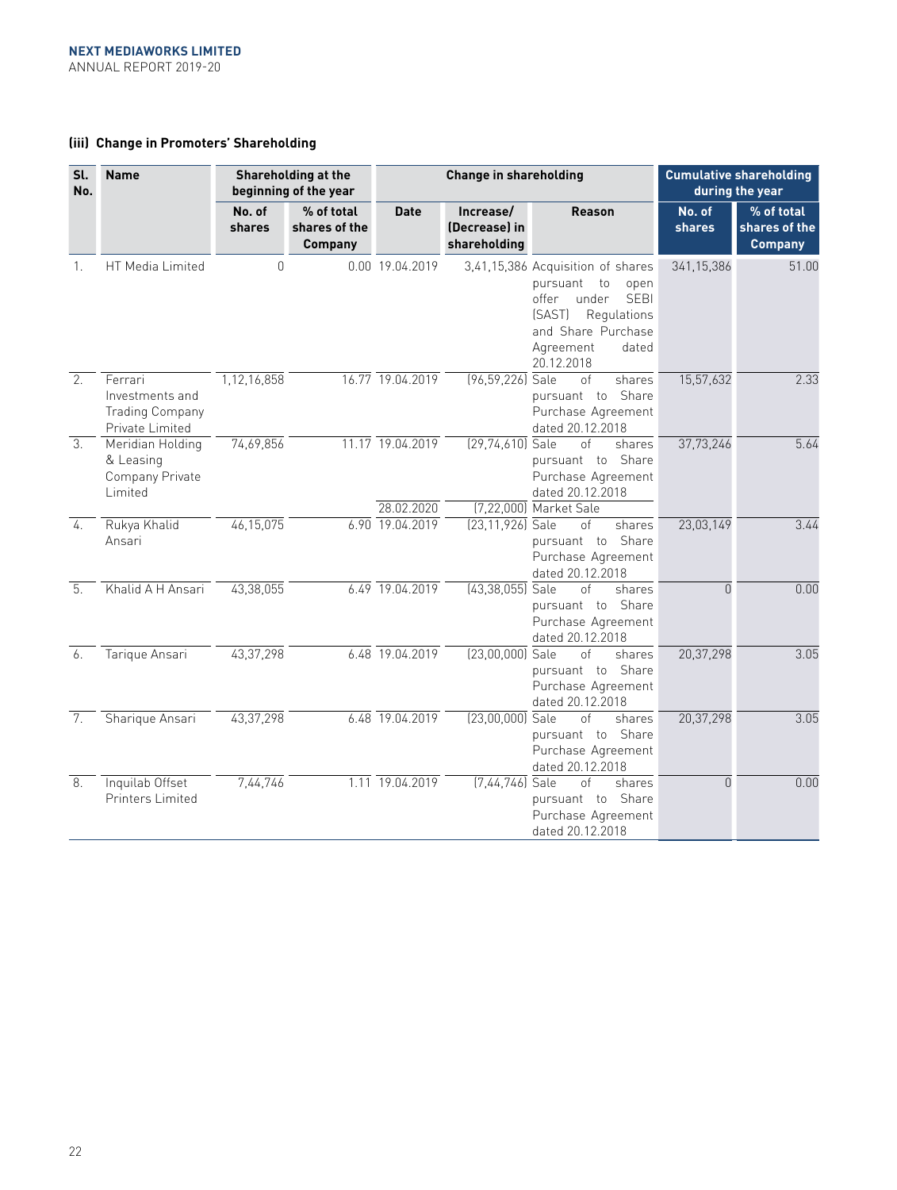### (iii) Change in Promoters' Shareholding

| Sl. No. | Name | Shareholding at the beginning of the year | | Change in shareholding | | | Cumulative shareholding during the year | |
|---|---|---|---|---|---|---|---|---|
| | | No. of shares | % of total shares of the Company | Date | Increase/ (Decrease) in shareholding | Reason | No. of shares | % of total shares of the Company |
| 1. | HT Media Limited | 0 | 0.00 | 19.04.2019 | 3,41,15,386 | Acquisition of shares pursuant to open offer under SEBI (SAST) Regulations and Share Purchase Agreement dated 20.12.2018 | 341,15,386 | 51.00 |
| 2. | Ferrari Investments and Trading Company Private Limited | 1,12,16,858 | 16.77 | 19.04.2019 | (96,59,226) | Sale of shares pursuant to Share Purchase Agreement dated 20.12.2018 | 15,57,632 | 2.33 |
| 3. | Meridian Holding & Leasing Company Private Limited | 74,69,856 | 11.17 | 19.04.2019 | (29,74,610) | Sale of shares pursuant to Share Purchase Agreement dated 20.12.2018 | 37,73,246 | 5.64 |
| | | | | 28.02.2020 | (7,22,000) | Market Sale | | |
| 4. | Rukya Khalid Ansari | 46,15,075 | 6.90 | 19.04.2019 | (23,11,926) | Sale of shares pursuant to Share Purchase Agreement dated 20.12.2018 | 23,03,149 | 3.44 |
| 5. | Khalid A H Ansari | 43,38,055 | 6.49 | 19.04.2019 | (43,38,055) | Sale of shares pursuant to Share Purchase Agreement dated 20.12.2018 | 0 | 0.00 |
| 6. | Tarique Ansari | 43,37,298 | 6.48 | 19.04.2019 | (23,00,000) | Sale of shares pursuant to Share Purchase Agreement dated 20.12.2018 | 20,37,298 | 3.05 |
| 7. | Sharique Ansari | 43,37,298 | 6.48 | 19.04.2019 | (23,00,000) | Sale of shares pursuant to Share Purchase Agreement dated 20.12.2018 | 20,37,298 | 3.05 |
| 8. | Inquilab Offset Printers Limited | 7,44,746 | 1.11 | 19.04.2019 | (7,44,746) | Sale of shares pursuant to Share Purchase Agreement dated 20.12.2018 | 0 | 0.00 |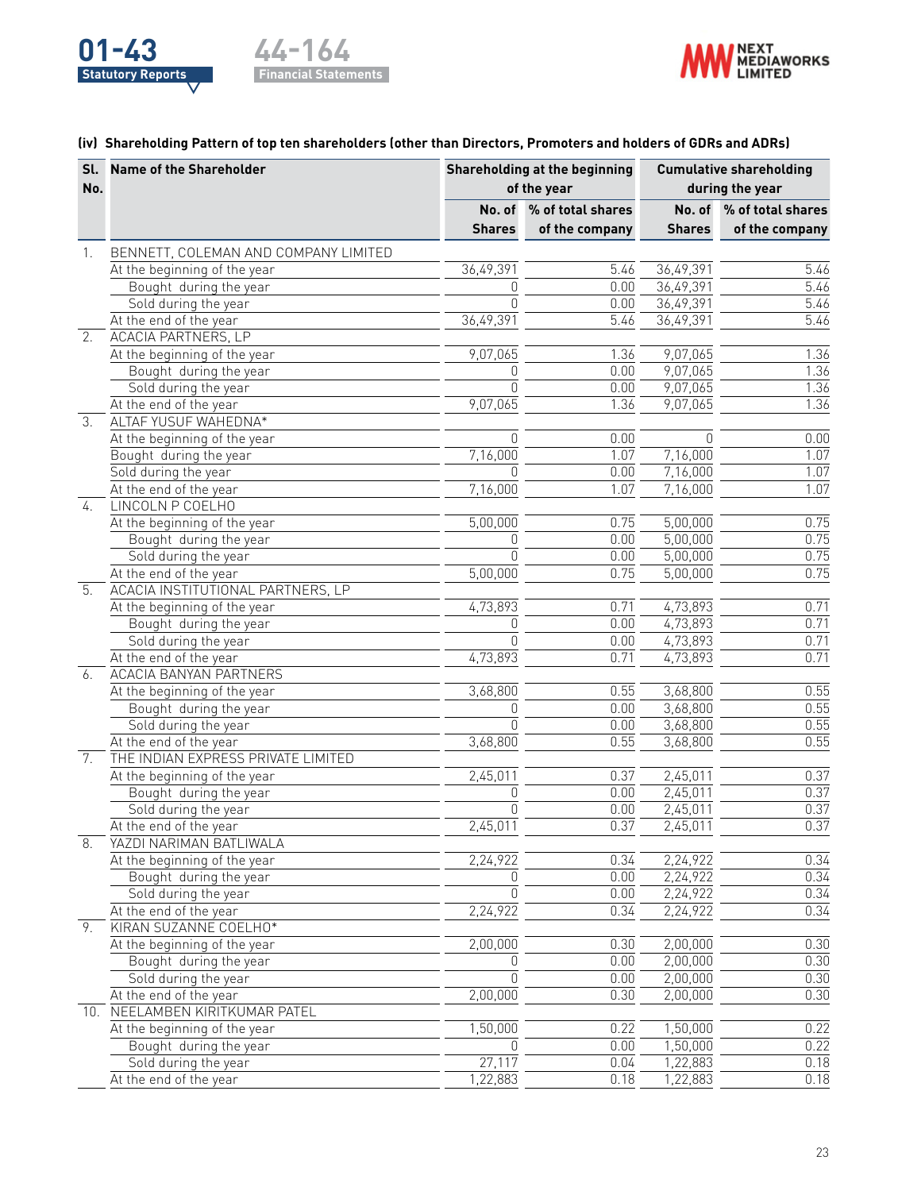### (iv) Shareholding Pattern of top ten shareholders (other than Directors, Promoters and holders of GDRs and ADRs)

| Sl. No. | Name of the Shareholder | Shareholding at the beginning of the year | | Cumulative shareholding during the year | |
|---|---|---|---|---|---|
| | | No. of Shares | % of total shares of the company | No. of Shares | % of total shares of the company |
| 1. | BENNETT, COLEMAN AND COMPANY LIMITED | | | | |
| | At the beginning of the year | 36,49,391 | 5.46 | 36,49,391 | 5.46 |
| | Bought during the year | 0 | 0.00 | 36,49,391 | 5.46 |
| | Sold during the year | 0 | 0.00 | 36,49,391 | 5.46 |
| | At the end of the year | 36,49,391 | 5.46 | 36,49,391 | 5.46 |
| 2. | ACACIA PARTNERS, LP | | | | |
| | At the beginning of the year | 9,07,065 | 1.36 | 9,07,065 | 1.36 |
| | Bought during the year | 0 | 0.00 | 9,07,065 | 1.36 |
| | Sold during the year | 0 | 0.00 | 9,07,065 | 1.36 |
| | At the end of the year | 9,07,065 | 1.36 | 9,07,065 | 1.36 |
| 3. | ALTAF YUSUF WAHEDNA* | | | | |
| | At the beginning of the year | 0 | 0.00 | 0 | 0.00 |
| | Bought during the year | 7,16,000 | 1.07 | 7,16,000 | 1.07 |
| | Sold during the year | 0 | 0.00 | 7,16,000 | 1.07 |
| | At the end of the year | 7,16,000 | 1.07 | 7,16,000 | 1.07 |
| 4. | LINCOLN P COELHO | | | | |
| | At the beginning of the year | 5,00,000 | 0.75 | 5,00,000 | 0.75 |
| | Bought during the year | 0 | 0.00 | 5,00,000 | 0.75 |
| | Sold during the year | 0 | 0.00 | 5,00,000 | 0.75 |
| | At the end of the year | 5,00,000 | 0.75 | 5,00,000 | 0.75 |
| 5. | ACACIA INSTITUTIONAL PARTNERS, LP | | | | |
| | At the beginning of the year | 4,73,893 | 0.71 | 4,73,893 | 0.71 |
| | Bought during the year | 0 | 0.00 | 4,73,893 | 0.71 |
| | Sold during the year | 0 | 0.00 | 4,73,893 | 0.71 |
| | At the end of the year | 4,73,893 | 0.71 | 4,73,893 | 0.71 |
| 6. | ACACIA BANYAN PARTNERS | | | | |
| | At the beginning of the year | 3,68,800 | 0.55 | 3,68,800 | 0.55 |
| | Bought during the year | 0 | 0.00 | 3,68,800 | 0.55 |
| | Sold during the year | 0 | 0.00 | 3,68,800 | 0.55 |
| | At the end of the year | 3,68,800 | 0.55 | 3,68,800 | 0.55 |
| 7. | THE INDIAN EXPRESS PRIVATE LIMITED | | | | |
| | At the beginning of the year | 2,45,011 | 0.37 | 2,45,011 | 0.37 |
| | Bought during the year | 0 | 0.00 | 2,45,011 | 0.37 |
| | Sold during the year | 0 | 0.00 | 2,45,011 | 0.37 |
| | At the end of the year | 2,45,011 | 0.37 | 2,45,011 | 0.37 |
| 8. | YAZDI NARIMAN BATLIWALA | | | | |
| | At the beginning of the year | 2,24,922 | 0.34 | 2,24,922 | 0.34 |
| | Bought during the year | 0 | 0.00 | 2,24,922 | 0.34 |
| | Sold during the year | 0 | 0.00 | 2,24,922 | 0.34 |
| | At the end of the year | 2,24,922 | 0.34 | 2,24,922 | 0.34 |
| 9. | KIRAN SUZANNE COELHO* | | | | |
| | At the beginning of the year | 2,00,000 | 0.30 | 2,00,000 | 0.30 |
| | Bought during the year | 0 | 0.00 | 2,00,000 | 0.30 |
| | Sold during the year | 0 | 0.00 | 2,00,000 | 0.30 |
| | At the end of the year | 2,00,000 | 0.30 | 2,00,000 | 0.30 |
| 10. | NEELAMBEN KIRITKUMAR PATEL | | | | |
| | At the beginning of the year | 1,50,000 | 0.22 | 1,50,000 | 0.22 |
| | Bought during the year | 0 | 0.00 | 1,50,000 | 0.22 |
| | Sold during the year | 27,117 | 0.04 | 1,22,883 | 0.18 |
| | At the end of the year | 1,22,883 | 0.18 | 1,22,883 | 0.18 |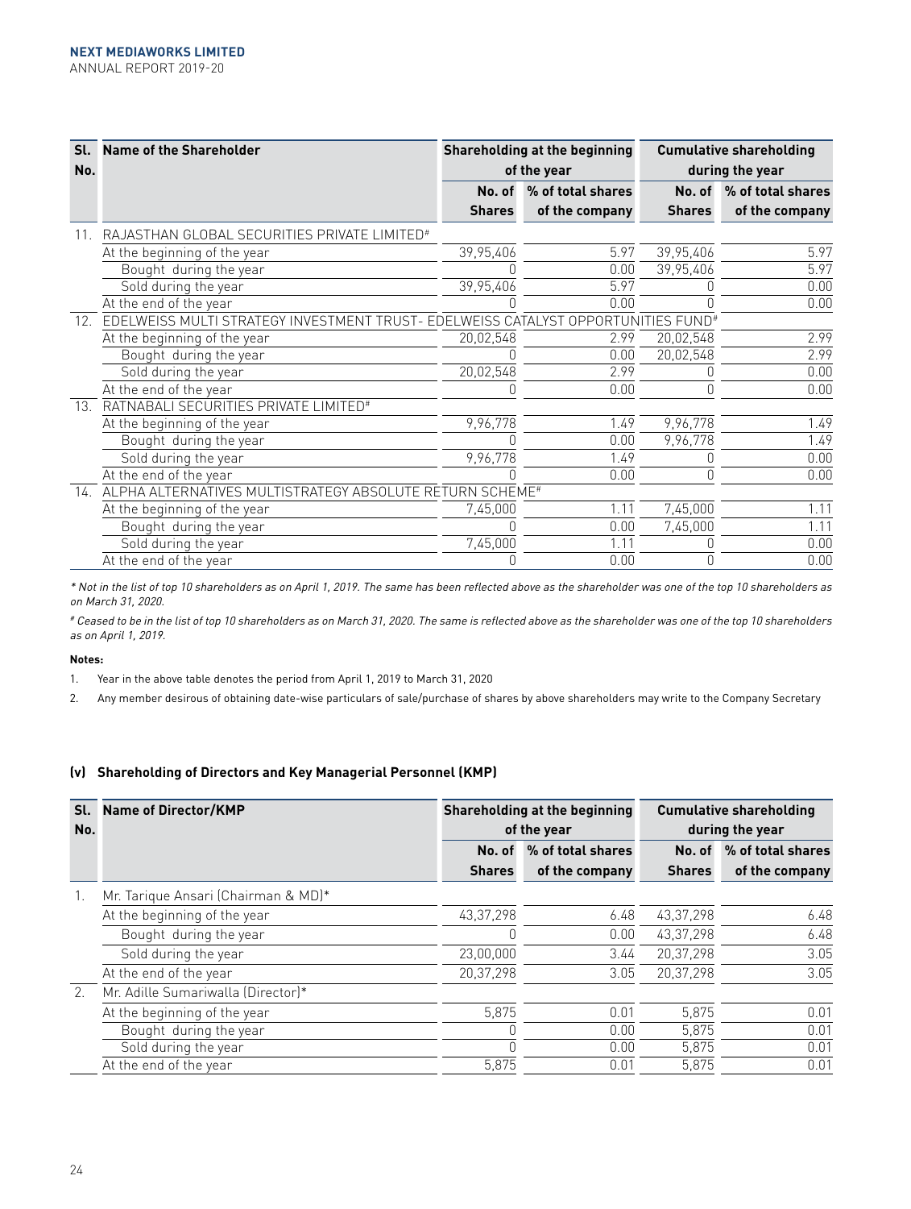| Sl. No. | Name of the Shareholder | Shareholding at the beginning of the year | | Cumulative shareholding during the year | |
|---|---|---|---|---|---|
| | | No. of Shares | % of total shares of the company | No. of Shares | % of total shares of the company |
| 11. | RAJASTHAN GLOBAL SECURITIES PRIVATE LIMITED# | | | | |
| | At the beginning of the year | 39,95,406 | 5.97 | 39,95,406 | 5.97 |
| | Bought during the year | 0 | 0.00 | 39,95,406 | 5.97 |
| | Sold during the year | 39,95,406 | 5.97 | 0 | 0.00 |
| | At the end of the year | 0 | 0.00 | 0 | 0.00 |
| 12. | EDELWEISS MULTI STRATEGY INVESTMENT TRUST- EDELWEISS CATALYST OPPORTUNITIES FUND# | | | | |
| | At the beginning of the year | 20,02,548 | 2.99 | 20,02,548 | 2.99 |
| | Bought during the year | 0 | 0.00 | 20,02,548 | 2.99 |
| | Sold during the year | 20,02,548 | 2.99 | 0 | 0.00 |
| | At the end of the year | 0 | 0.00 | 0 | 0.00 |
| 13. | RATNABALI SECURITIES PRIVATE LIMITED# | | | | |
| | At the beginning of the year | 9,96,778 | 1.49 | 9,96,778 | 1.49 |
| | Bought during the year | 0 | 0.00 | 9,96,778 | 1.49 |
| | Sold during the year | 9,96,778 | 1.49 | 0 | 0.00 |
| | At the end of the year | 0 | 0.00 | 0 | 0.00 |
| 14. | ALPHA ALTERNATIVES MULTISTRATEGY ABSOLUTE RETURN SCHEME# | | | | |
| | At the beginning of the year | 7,45,000 | 1.11 | 7,45,000 | 1.11 |
| | Bought during the year | 0 | 0.00 | 7,45,000 | 1.11 |
| | Sold during the year | 7,45,000 | 1.11 | 0 | 0.00 |
| | At the end of the year | 0 | 0.00 | 0 | 0.00 |

*\* Not in the list of top 10 shareholders as on April 1, 2019. The same has been reflected above as the shareholder was one of the top 10 shareholders as on March 31, 2020.*

*# Ceased to be in the list of top 10 shareholders as on March 31, 2020. The same is reflected above as the shareholder was one of the top 10 shareholders as on April 1, 2019.*

**Notes:**

1. Year in the above table denotes the period from April 1, 2019 to March 31, 2020
2. Any member desirous of obtaining date-wise particulars of sale/purchase of shares by above shareholders may write to the Company Secretary

### (v) Shareholding of Directors and Key Managerial Personnel (KMP)

| Sl. No. | Name of Director/KMP | Shareholding at the beginning of the year | | Cumulative shareholding during the year | |
|---|---|---|---|---|---|
| | | No. of Shares | % of total shares of the company | No. of Shares | % of total shares of the company |
| 1. | Mr. Tarique Ansari (Chairman & MD)* | | | | |
| | At the beginning of the year | 43,37,298 | 6.48 | 43,37,298 | 6.48 |
| | Bought during the year | 0 | 0.00 | 43,37,298 | 6.48 |
| | Sold during the year | 23,00,000 | 3.44 | 20,37,298 | 3.05 |
| | At the end of the year | 20,37,298 | 3.05 | 20,37,298 | 3.05 |
| 2. | Mr. Adille Sumariwalla (Director)* | | | | |
| | At the beginning of the year | 5,875 | 0.01 | 5,875 | 0.01 |
| | Bought during the year | 0 | 0.00 | 5,875 | 0.01 |
| | Sold during the year | 0 | 0.00 | 5,875 | 0.01 |
| | At the end of the year | 5,875 | 0.01 | 5,875 | 0.01 |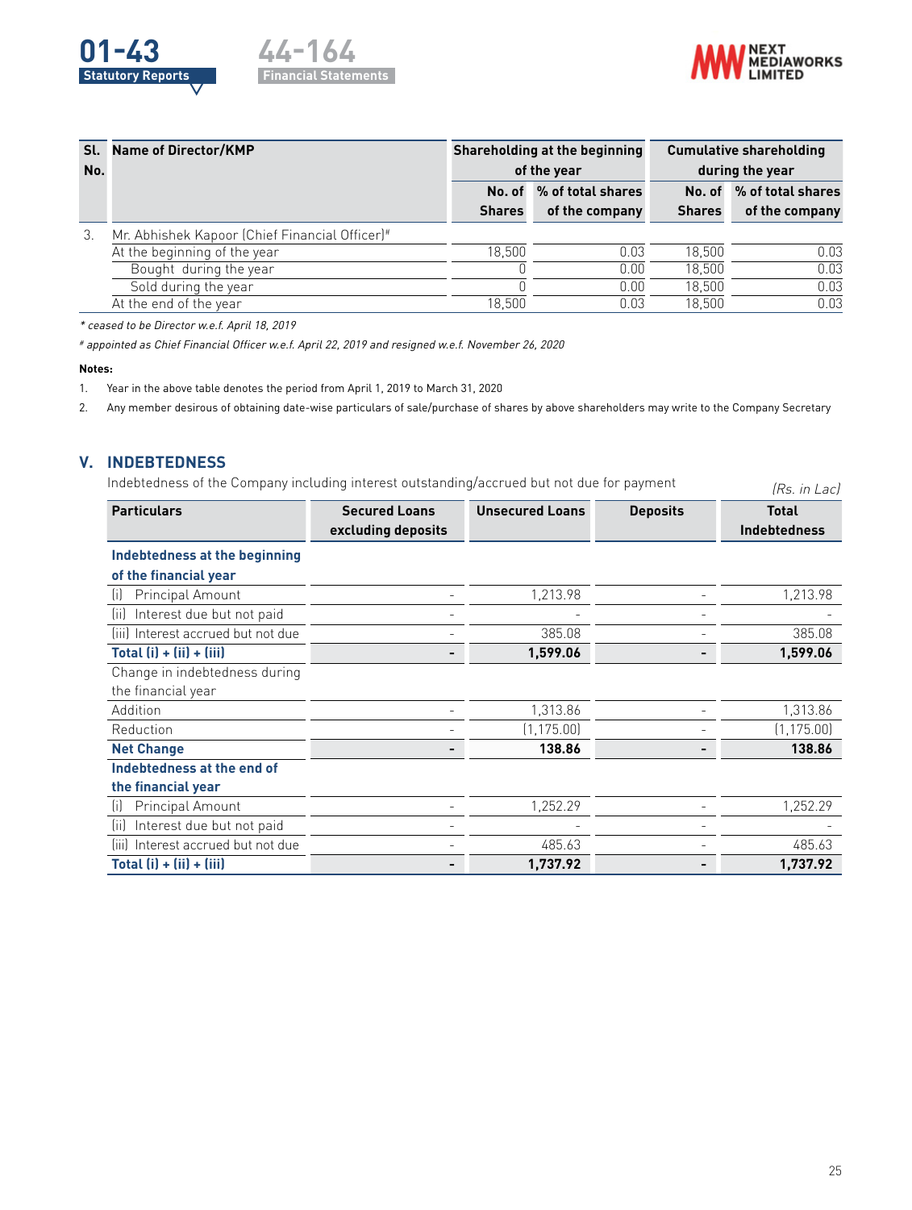| Sl. No. | Name of Director/KMP | Shareholding at the beginning of the year | | Cumulative shareholding during the year | |
|---|---|---|---|---|---|
| | | No. of Shares | % of total shares of the company | No. of Shares | % of total shares of the company |
| 3. | Mr. Abhishek Kapoor (Chief Financial Officer)# | | | | |
| | At the beginning of the year | 18,500 | 0.03 | 18,500 | 0.03 |
| | Bought during the year | 0 | 0.00 | 18,500 | 0.03 |
| | Sold during the year | 0 | 0.00 | 18,500 | 0.03 |
| | At the end of the year | 18,500 | 0.03 | 18,500 | 0.03 |

*\* ceased to be Director w.e.f. April 18, 2019*

*# appointed as Chief Financial Officer w.e.f. April 22, 2019 and resigned w.e.f. November 26, 2020*

**Notes:**

1. Year in the above table denotes the period from April 1, 2019 to March 31, 2020
2. Any member desirous of obtaining date-wise particulars of sale/purchase of shares by above shareholders may write to the Company Secretary

## V. INDEBTEDNESS

Indebtedness of the Company including interest outstanding/accrued but not due for payment

*(Rs. in Lac)*

| Particulars | Secured Loans excluding deposits | Unsecured Loans | Deposits | Total Indebtedness |
|---|---|---|---|---|
| **Indebtedness at the beginning of the financial year** | | | | |
| (i) Principal Amount | - | 1,213.98 | - | 1,213.98 |
| (ii) Interest due but not paid | - | - | - | - |
| (iii) Interest accrued but not due | - | 385.08 | - | 385.08 |
| **Total (i) + (ii) + (iii)** | **-** | **1,599.06** | **-** | **1,599.06** |
| Change in indebtedness during the financial year | | | | |
| Addition | - | 1,313.86 | - | 1,313.86 |
| Reduction | - | (1,175.00) | - | (1,175.00) |
| **Net Change** | **-** | **138.86** | **-** | **138.86** |
| **Indebtedness at the end of the financial year** | | | | |
| (i) Principal Amount | - | 1,252.29 | - | 1,252.29 |
| (ii) Interest due but not paid | - | - | - | - |
| (iii) Interest accrued but not due | - | 485.63 | - | 485.63 |
| **Total (i) + (ii) + (iii)** | **-** | **1,737.92** | **-** | **1,737.92** |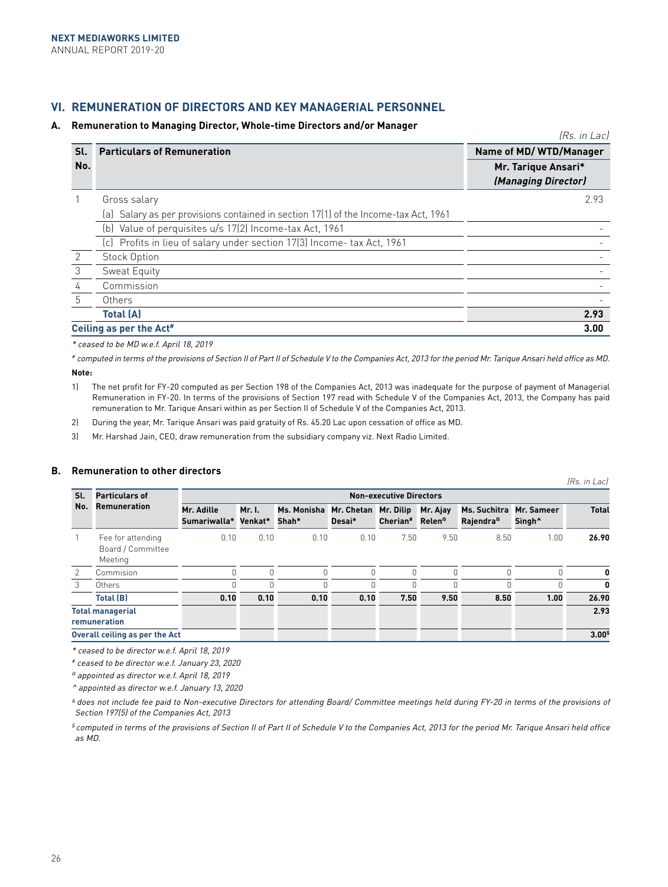## VI. REMUNERATION OF DIRECTORS AND KEY MANAGERIAL PERSONNEL

### A. Remuneration to Managing Director, Whole-time Directors and/or Manager

(Rs. in Lac)

| Sl. No. | Particulars of Remuneration | Name of MD/ WTD/Manager<br>Mr. Tarique Ansari*<br>*(Managing Director)* |
|---|---|---|
| 1 | Gross salary | 2.93 |
| | (a) Salary as per provisions contained in section 17(1) of the Income-tax Act, 1961 | |
| | (b) Value of perquisites u/s 17(2) Income-tax Act, 1961 | - |
| | (c) Profits in lieu of salary under section 17(3) Income- tax Act, 1961 | - |
| 2 | Stock Option | - |
| 3 | Sweat Equity | - |
| 4 | Commission | - |
| 5 | Others | - |
| | **Total (A)** | **2.93** |
| **Ceiling as per the Act#** | | **3.00** |

*\* ceased to be MD w.e.f. April 18, 2019*

*# computed in terms of the provisions of Section II of Part II of Schedule V to the Companies Act, 2013 for the period Mr. Tarique Ansari held office as MD.*

**Note:**

1) The net profit for FY-20 computed as per Section 198 of the Companies Act, 2013 was inadequate for the purpose of payment of Managerial Remuneration in FY-20. In terms of the provisions of Section 197 read with Schedule V of the Companies Act, 2013, the Company has paid remuneration to Mr. Tarique Ansari within as per Section II of Schedule V of the Companies Act, 2013.

2) During the year, Mr. Tarique Ansari was paid gratuity of Rs. 45.20 Lac upon cessation of office as MD.

3) Mr. Harshad Jain, CEO, draw remuneration from the subsidiary company viz. Next Radio Limited.

### B. Remuneration to other directors

(Rs. in Lac)

| Sl. No. | Particulars of Remuneration | Non-executive Directors | | | | | | | | Total |
|---|---|---|---|---|---|---|---|---|---|---|
| | | Mr. Adille Sumariwalla* | Mr. I. Venkat* | Ms. Monisha Shah* | Mr. Chetan Desai* | Mr. Dilip Cherian# | Mr. Ajay Relen@ | Ms. Suchitra Rajendra@ | Mr. Sameer Singh^ | |
| 1 | Fee for attending Board / Committee Meeting | 0.10 | 0.10 | 0.10 | 0.10 | 7.50 | 9.50 | 8.50 | 1.00 | **26.90** |
| 2 | Commision | 0 | 0 | 0 | 0 | 0 | 0 | 0 | 0 | **0** |
| 3 | Others | 0 | 0 | 0 | 0 | 0 | 0 | 0 | 0 | **0** |
| | **Total (B)** | **0.10** | **0.10** | **0.10** | **0.10** | **7.50** | **9.50** | **8.50** | **1.00** | **26.90** |
| **Total managerial remuneration** | | | | | | | | | | **2.93** |
| **Overall ceiling as per the Act** | | | | | | | | | | **3.00$** |

*\* ceased to be director w.e.f. April 18, 2019*

*# ceased to be director w.e.f. January 23, 2020*

*@ appointed as director w.e.f. April 18, 2019*

*^ appointed as director w.e.f. January 13, 2020*

*& does not include fee paid to Non-executive Directors for attending Board/ Committee meetings held during FY-20 in terms of the provisions of Section 197(5) of the Companies Act, 2013*

*$ computed in terms of the provisions of Section II of Part II of Schedule V to the Companies Act, 2013 for the period Mr. Tarique Ansari held office as MD.*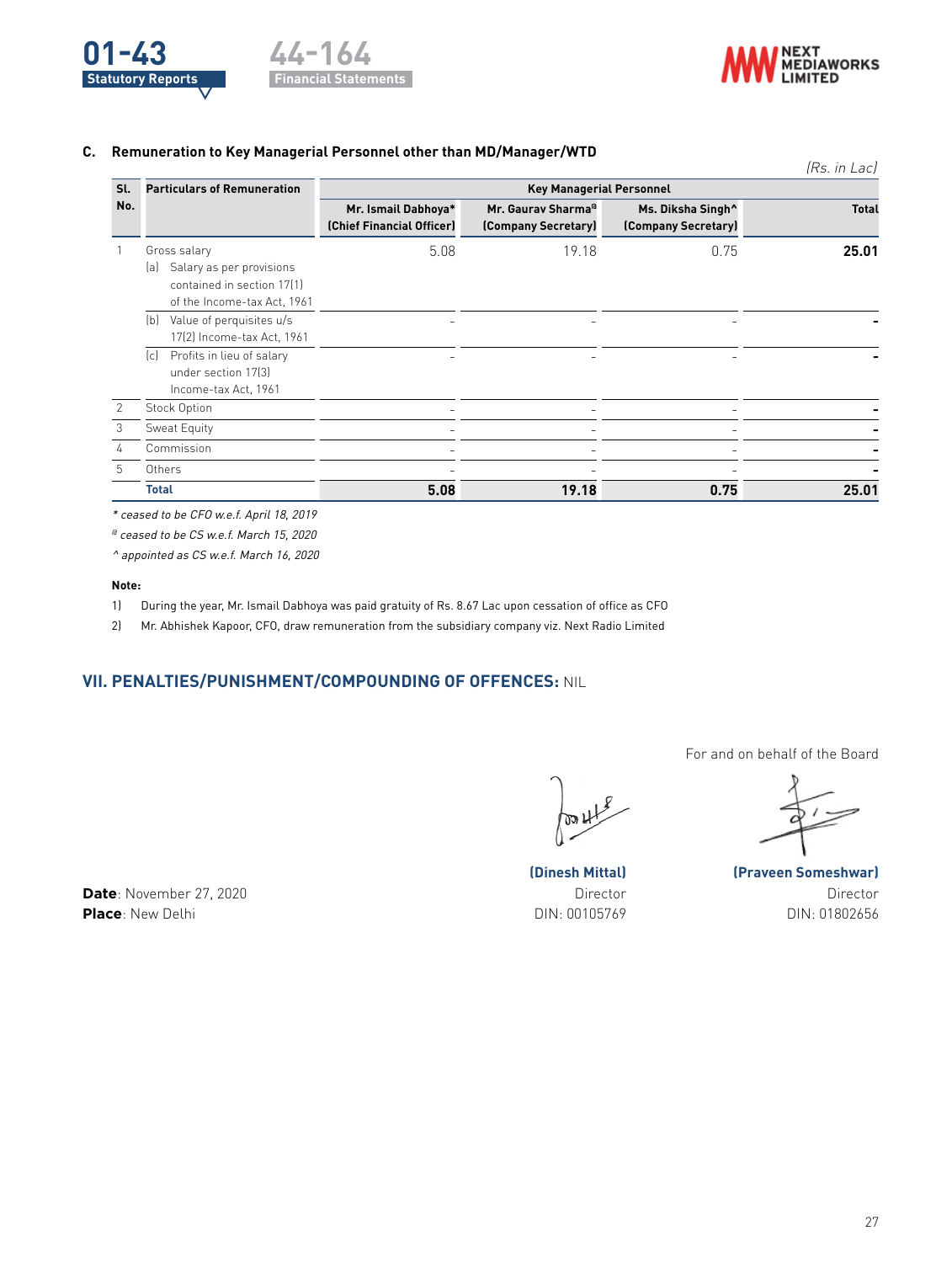### C. Remuneration to Key Managerial Personnel other than MD/Manager/WTD

*(Rs. in Lac)*

| Sl. No. | Particulars of Remuneration | Key Managerial Personnel | | | |
|---|---|---|---|---|---|
| | | Mr. Ismail Dabhoya* (Chief Financial Officer) | Mr. Gaurav Sharma@ (Company Secretary) | Ms. Diksha Singh^ (Company Secretary) | Total |
| 1 | Gross salary (a) Salary as per provisions contained in section 17(1) of the Income-tax Act, 1961 | 5.08 | 19.18 | 0.75 | **25.01** |
| | (b) Value of perquisites u/s 17(2) Income-tax Act, 1961 | - | - | - | **-** |
| | (c) Profits in lieu of salary under section 17(3) Income-tax Act, 1961 | - | - | - | **-** |
| 2 | Stock Option | - | - | - | **-** |
| 3 | Sweat Equity | - | - | - | **-** |
| 4 | Commission | - | - | - | **-** |
| 5 | Others | - | - | - | **-** |
| | **Total** | **5.08** | **19.18** | **0.75** | **25.01** |

*\* ceased to be CFO w.e.f. April 18, 2019*

*@ ceased to be CS w.e.f. March 15, 2020*

*^ appointed as CS w.e.f. March 16, 2020*

**Note:**

1) During the year, Mr. Ismail Dabhoya was paid gratuity of Rs. 8.67 Lac upon cessation of office as CFO

2) Mr. Abhishek Kapoor, CFO, draw remuneration from the subsidiary company viz. Next Radio Limited

## VII. PENALTIES/PUNISHMENT/COMPOUNDING OF OFFENCES: NIL

For and on behalf of the Board

**(Dinesh Mittal)**
Director
DIN: 00105769

**(Praveen Someshwar)**
Director
DIN: 01802656

**Date**: November 27, 2020
**Place**: New Delhi